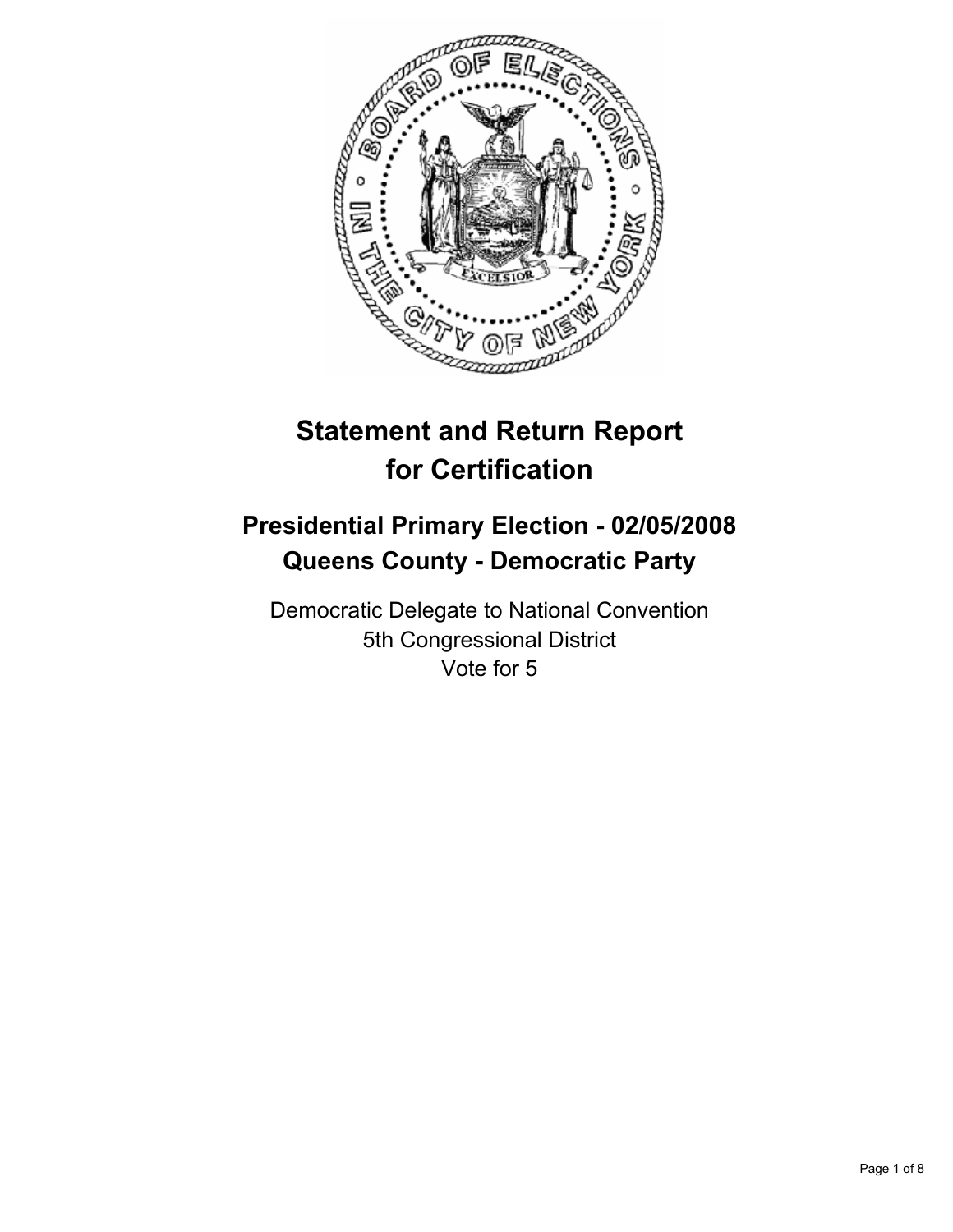# Statement and Return Report for Certification

## Presidential Primary Election - 02/05/2008
## Queens County - Democratic Party

Democratic Delegate to National Convention
5th Congressional District
Vote for 5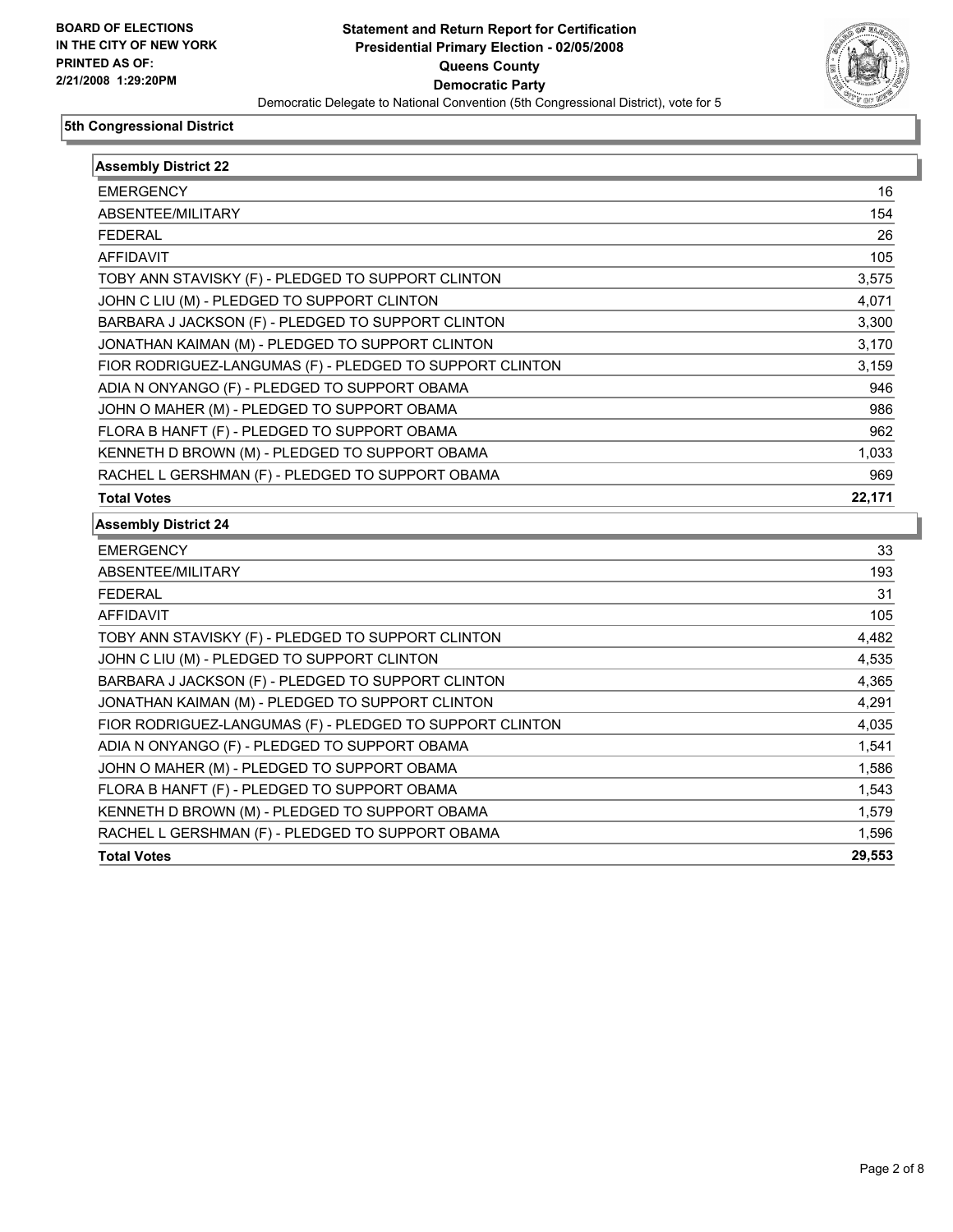**BOARD OF ELECTIONS IN THE CITY OF NEW YORK PRINTED AS OF: 2/21/2008 1:29:20PM**

# Statement and Return Report for Certification
## Presidential Primary Election - 02/05/2008
## Queens County
## Democratic Party

Democratic Delegate to National Convention (5th Congressional District), vote for 5

### 5th Congressional District

| Assembly District 22 | |
|---|---|
| EMERGENCY | 16 |
| ABSENTEE/MILITARY | 154 |
| FEDERAL | 26 |
| AFFIDAVIT | 105 |
| TOBY ANN STAVISKY (F) - PLEDGED TO SUPPORT CLINTON | 3,575 |
| JOHN C LIU (M) - PLEDGED TO SUPPORT CLINTON | 4,071 |
| BARBARA J JACKSON (F) - PLEDGED TO SUPPORT CLINTON | 3,300 |
| JONATHAN KAIMAN (M) - PLEDGED TO SUPPORT CLINTON | 3,170 |
| FIOR RODRIGUEZ-LANGUMAS (F) - PLEDGED TO SUPPORT CLINTON | 3,159 |
| ADIA N ONYANGO (F) - PLEDGED TO SUPPORT OBAMA | 946 |
| JOHN O MAHER (M) - PLEDGED TO SUPPORT OBAMA | 986 |
| FLORA B HANFT (F) - PLEDGED TO SUPPORT OBAMA | 962 |
| KENNETH D BROWN (M) - PLEDGED TO SUPPORT OBAMA | 1,033 |
| RACHEL L GERSHMAN (F) - PLEDGED TO SUPPORT OBAMA | 969 |
| **Total Votes** | **22,171** |

| Assembly District 24 | |
|---|---|
| EMERGENCY | 33 |
| ABSENTEE/MILITARY | 193 |
| FEDERAL | 31 |
| AFFIDAVIT | 105 |
| TOBY ANN STAVISKY (F) - PLEDGED TO SUPPORT CLINTON | 4,482 |
| JOHN C LIU (M) - PLEDGED TO SUPPORT CLINTON | 4,535 |
| BARBARA J JACKSON (F) - PLEDGED TO SUPPORT CLINTON | 4,365 |
| JONATHAN KAIMAN (M) - PLEDGED TO SUPPORT CLINTON | 4,291 |
| FIOR RODRIGUEZ-LANGUMAS (F) - PLEDGED TO SUPPORT CLINTON | 4,035 |
| ADIA N ONYANGO (F) - PLEDGED TO SUPPORT OBAMA | 1,541 |
| JOHN O MAHER (M) - PLEDGED TO SUPPORT OBAMA | 1,586 |
| FLORA B HANFT (F) - PLEDGED TO SUPPORT OBAMA | 1,543 |
| KENNETH D BROWN (M) - PLEDGED TO SUPPORT OBAMA | 1,579 |
| RACHEL L GERSHMAN (F) - PLEDGED TO SUPPORT OBAMA | 1,596 |
| **Total Votes** | **29,553** |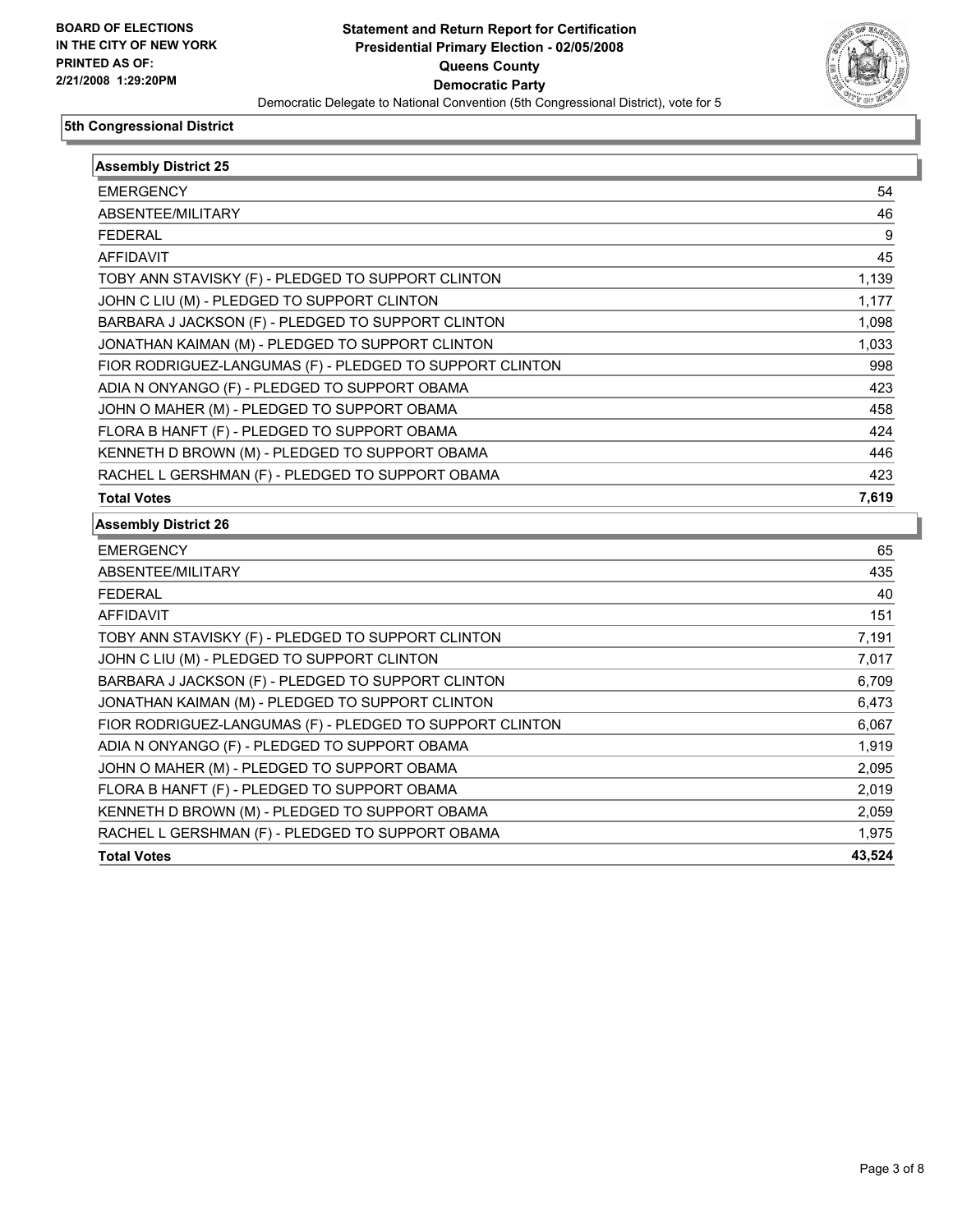**BOARD OF ELECTIONS IN THE CITY OF NEW YORK PRINTED AS OF: 2/21/2008 1:29:20PM**

# Statement and Return Report for Certification
## Presidential Primary Election - 02/05/2008
## Queens County
## Democratic Party

Democratic Delegate to National Convention (5th Congressional District), vote for 5

### 5th Congressional District

**Assembly District 25**

| | |
|---|---|
| EMERGENCY | 54 |
| ABSENTEE/MILITARY | 46 |
| FEDERAL | 9 |
| AFFIDAVIT | 45 |
| TOBY ANN STAVISKY (F) - PLEDGED TO SUPPORT CLINTON | 1,139 |
| JOHN C LIU (M) - PLEDGED TO SUPPORT CLINTON | 1,177 |
| BARBARA J JACKSON (F) - PLEDGED TO SUPPORT CLINTON | 1,098 |
| JONATHAN KAIMAN (M) - PLEDGED TO SUPPORT CLINTON | 1,033 |
| FIOR RODRIGUEZ-LANGUMAS (F) - PLEDGED TO SUPPORT CLINTON | 998 |
| ADIA N ONYANGO (F) - PLEDGED TO SUPPORT OBAMA | 423 |
| JOHN O MAHER (M) - PLEDGED TO SUPPORT OBAMA | 458 |
| FLORA B HANFT (F) - PLEDGED TO SUPPORT OBAMA | 424 |
| KENNETH D BROWN (M) - PLEDGED TO SUPPORT OBAMA | 446 |
| RACHEL L GERSHMAN (F) - PLEDGED TO SUPPORT OBAMA | 423 |
| **Total Votes** | **7,619** |

**Assembly District 26**

| | |
|---|---|
| EMERGENCY | 65 |
| ABSENTEE/MILITARY | 435 |
| FEDERAL | 40 |
| AFFIDAVIT | 151 |
| TOBY ANN STAVISKY (F) - PLEDGED TO SUPPORT CLINTON | 7,191 |
| JOHN C LIU (M) - PLEDGED TO SUPPORT CLINTON | 7,017 |
| BARBARA J JACKSON (F) - PLEDGED TO SUPPORT CLINTON | 6,709 |
| JONATHAN KAIMAN (M) - PLEDGED TO SUPPORT CLINTON | 6,473 |
| FIOR RODRIGUEZ-LANGUMAS (F) - PLEDGED TO SUPPORT CLINTON | 6,067 |
| ADIA N ONYANGO (F) - PLEDGED TO SUPPORT OBAMA | 1,919 |
| JOHN O MAHER (M) - PLEDGED TO SUPPORT OBAMA | 2,095 |
| FLORA B HANFT (F) - PLEDGED TO SUPPORT OBAMA | 2,019 |
| KENNETH D BROWN (M) - PLEDGED TO SUPPORT OBAMA | 2,059 |
| RACHEL L GERSHMAN (F) - PLEDGED TO SUPPORT OBAMA | 1,975 |
| **Total Votes** | **43,524** |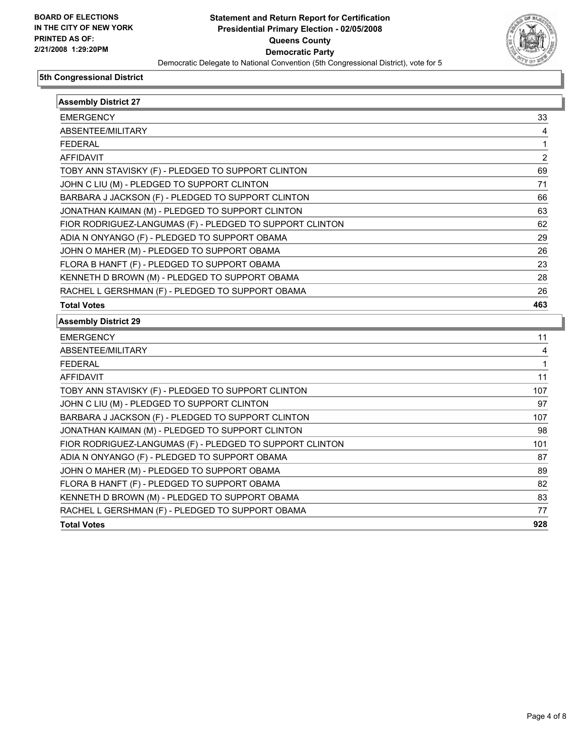**BOARD OF ELECTIONS**
**IN THE CITY OF NEW YORK**
**PRINTED AS OF:**
**2/21/2008 1:29:20PM**

# Statement and Return Report for Certification
## Presidential Primary Election - 02/05/2008
## Queens County
## Democratic Party

Democratic Delegate to National Convention (5th Congressional District), vote for 5

### 5th Congressional District

| Assembly District 27 | |
|---|---|
| EMERGENCY | 33 |
| ABSENTEE/MILITARY | 4 |
| FEDERAL | 1 |
| AFFIDAVIT | 2 |
| TOBY ANN STAVISKY (F) - PLEDGED TO SUPPORT CLINTON | 69 |
| JOHN C LIU (M) - PLEDGED TO SUPPORT CLINTON | 71 |
| BARBARA J JACKSON (F) - PLEDGED TO SUPPORT CLINTON | 66 |
| JONATHAN KAIMAN (M) - PLEDGED TO SUPPORT CLINTON | 63 |
| FIOR RODRIGUEZ-LANGUMAS (F) - PLEDGED TO SUPPORT CLINTON | 62 |
| ADIA N ONYANGO (F) - PLEDGED TO SUPPORT OBAMA | 29 |
| JOHN O MAHER (M) - PLEDGED TO SUPPORT OBAMA | 26 |
| FLORA B HANFT (F) - PLEDGED TO SUPPORT OBAMA | 23 |
| KENNETH D BROWN (M) - PLEDGED TO SUPPORT OBAMA | 28 |
| RACHEL L GERSHMAN (F) - PLEDGED TO SUPPORT OBAMA | 26 |
| **Total Votes** | **463** |

| Assembly District 29 | |
|---|---|
| EMERGENCY | 11 |
| ABSENTEE/MILITARY | 4 |
| FEDERAL | 1 |
| AFFIDAVIT | 11 |
| TOBY ANN STAVISKY (F) - PLEDGED TO SUPPORT CLINTON | 107 |
| JOHN C LIU (M) - PLEDGED TO SUPPORT CLINTON | 97 |
| BARBARA J JACKSON (F) - PLEDGED TO SUPPORT CLINTON | 107 |
| JONATHAN KAIMAN (M) - PLEDGED TO SUPPORT CLINTON | 98 |
| FIOR RODRIGUEZ-LANGUMAS (F) - PLEDGED TO SUPPORT CLINTON | 101 |
| ADIA N ONYANGO (F) - PLEDGED TO SUPPORT OBAMA | 87 |
| JOHN O MAHER (M) - PLEDGED TO SUPPORT OBAMA | 89 |
| FLORA B HANFT (F) - PLEDGED TO SUPPORT OBAMA | 82 |
| KENNETH D BROWN (M) - PLEDGED TO SUPPORT OBAMA | 83 |
| RACHEL L GERSHMAN (F) - PLEDGED TO SUPPORT OBAMA | 77 |
| **Total Votes** | **928** |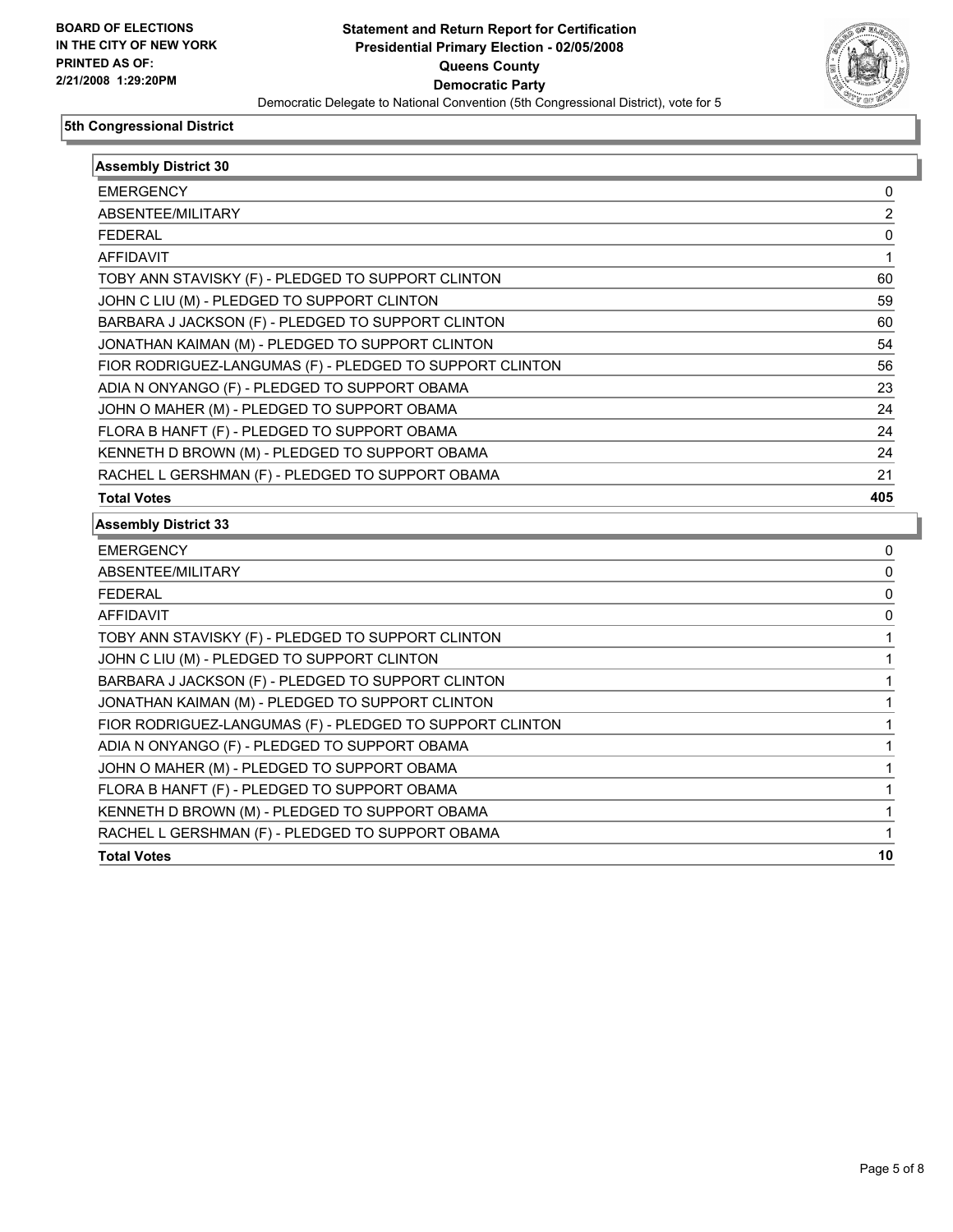**BOARD OF ELECTIONS IN THE CITY OF NEW YORK PRINTED AS OF: 2/21/2008 1:29:20PM**

# Statement and Return Report for Certification
## Presidential Primary Election - 02/05/2008
## Queens County
## Democratic Party
Democratic Delegate to National Convention (5th Congressional District), vote for 5

### 5th Congressional District

| Assembly District 30 | |
|---|---|
| EMERGENCY | 0 |
| ABSENTEE/MILITARY | 2 |
| FEDERAL | 0 |
| AFFIDAVIT | 1 |
| TOBY ANN STAVISKY (F) - PLEDGED TO SUPPORT CLINTON | 60 |
| JOHN C LIU (M) - PLEDGED TO SUPPORT CLINTON | 59 |
| BARBARA J JACKSON (F) - PLEDGED TO SUPPORT CLINTON | 60 |
| JONATHAN KAIMAN (M) - PLEDGED TO SUPPORT CLINTON | 54 |
| FIOR RODRIGUEZ-LANGUMAS (F) - PLEDGED TO SUPPORT CLINTON | 56 |
| ADIA N ONYANGO (F) - PLEDGED TO SUPPORT OBAMA | 23 |
| JOHN O MAHER (M) - PLEDGED TO SUPPORT OBAMA | 24 |
| FLORA B HANFT (F) - PLEDGED TO SUPPORT OBAMA | 24 |
| KENNETH D BROWN (M) - PLEDGED TO SUPPORT OBAMA | 24 |
| RACHEL L GERSHMAN (F) - PLEDGED TO SUPPORT OBAMA | 21 |
| **Total Votes** | **405** |

| Assembly District 33 | |
|---|---|
| EMERGENCY | 0 |
| ABSENTEE/MILITARY | 0 |
| FEDERAL | 0 |
| AFFIDAVIT | 0 |
| TOBY ANN STAVISKY (F) - PLEDGED TO SUPPORT CLINTON | 1 |
| JOHN C LIU (M) - PLEDGED TO SUPPORT CLINTON | 1 |
| BARBARA J JACKSON (F) - PLEDGED TO SUPPORT CLINTON | 1 |
| JONATHAN KAIMAN (M) - PLEDGED TO SUPPORT CLINTON | 1 |
| FIOR RODRIGUEZ-LANGUMAS (F) - PLEDGED TO SUPPORT CLINTON | 1 |
| ADIA N ONYANGO (F) - PLEDGED TO SUPPORT OBAMA | 1 |
| JOHN O MAHER (M) - PLEDGED TO SUPPORT OBAMA | 1 |
| FLORA B HANFT (F) - PLEDGED TO SUPPORT OBAMA | 1 |
| KENNETH D BROWN (M) - PLEDGED TO SUPPORT OBAMA | 1 |
| RACHEL L GERSHMAN (F) - PLEDGED TO SUPPORT OBAMA | 1 |
| **Total Votes** | **10** |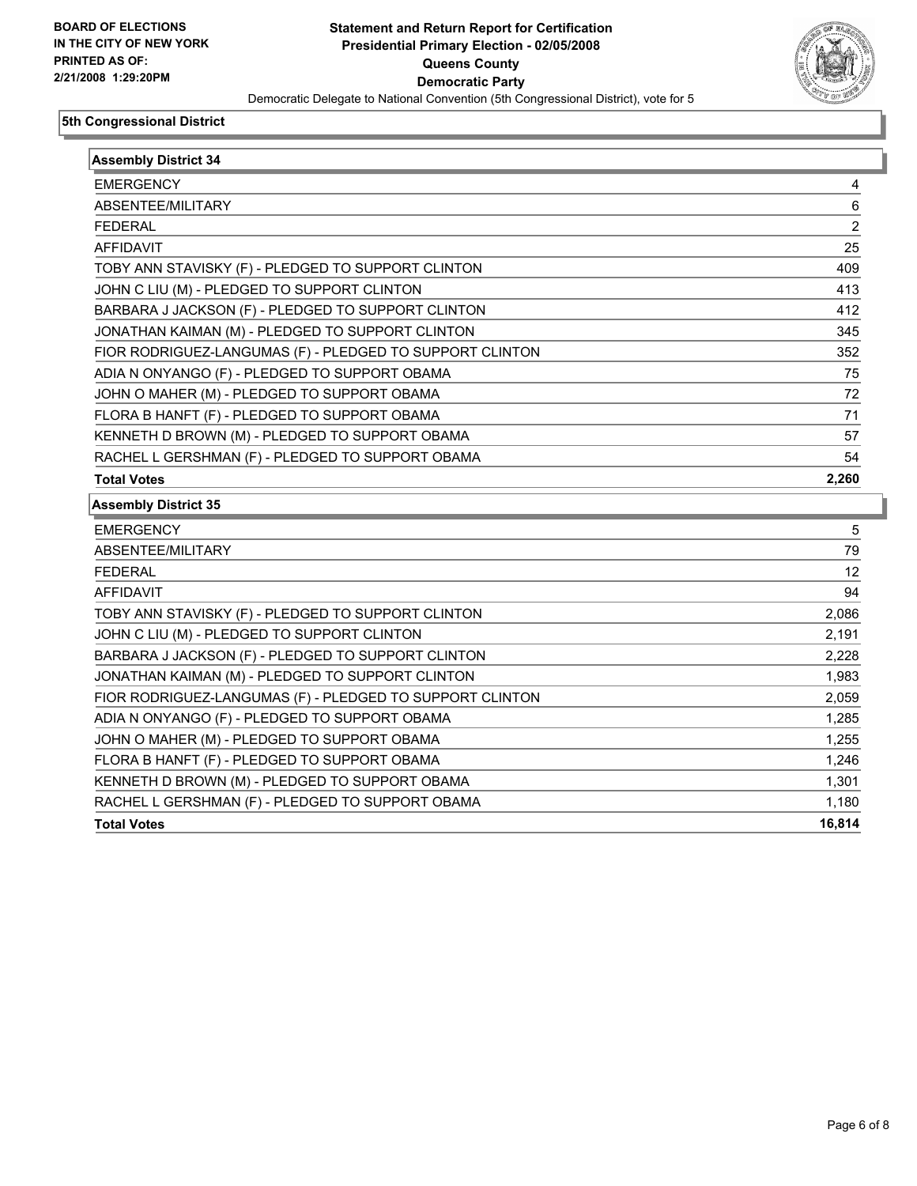**BOARD OF ELECTIONS IN THE CITY OF NEW YORK PRINTED AS OF: 2/21/2008 1:29:20PM**

# Statement and Return Report for Certification
## Presidential Primary Election - 02/05/2008
## Queens County
## Democratic Party
Democratic Delegate to National Convention (5th Congressional District), vote for 5

### 5th Congressional District

| Assembly District 34 | |
|---|---|
| EMERGENCY | 4 |
| ABSENTEE/MILITARY | 6 |
| FEDERAL | 2 |
| AFFIDAVIT | 25 |
| TOBY ANN STAVISKY (F) - PLEDGED TO SUPPORT CLINTON | 409 |
| JOHN C LIU (M) - PLEDGED TO SUPPORT CLINTON | 413 |
| BARBARA J JACKSON (F) - PLEDGED TO SUPPORT CLINTON | 412 |
| JONATHAN KAIMAN (M) - PLEDGED TO SUPPORT CLINTON | 345 |
| FIOR RODRIGUEZ-LANGUMAS (F) - PLEDGED TO SUPPORT CLINTON | 352 |
| ADIA N ONYANGO (F) - PLEDGED TO SUPPORT OBAMA | 75 |
| JOHN O MAHER (M) - PLEDGED TO SUPPORT OBAMA | 72 |
| FLORA B HANFT (F) - PLEDGED TO SUPPORT OBAMA | 71 |
| KENNETH D BROWN (M) - PLEDGED TO SUPPORT OBAMA | 57 |
| RACHEL L GERSHMAN (F) - PLEDGED TO SUPPORT OBAMA | 54 |
| **Total Votes** | **2,260** |

| Assembly District 35 | |
|---|---|
| EMERGENCY | 5 |
| ABSENTEE/MILITARY | 79 |
| FEDERAL | 12 |
| AFFIDAVIT | 94 |
| TOBY ANN STAVISKY (F) - PLEDGED TO SUPPORT CLINTON | 2,086 |
| JOHN C LIU (M) - PLEDGED TO SUPPORT CLINTON | 2,191 |
| BARBARA J JACKSON (F) - PLEDGED TO SUPPORT CLINTON | 2,228 |
| JONATHAN KAIMAN (M) - PLEDGED TO SUPPORT CLINTON | 1,983 |
| FIOR RODRIGUEZ-LANGUMAS (F) - PLEDGED TO SUPPORT CLINTON | 2,059 |
| ADIA N ONYANGO (F) - PLEDGED TO SUPPORT OBAMA | 1,285 |
| JOHN O MAHER (M) - PLEDGED TO SUPPORT OBAMA | 1,255 |
| FLORA B HANFT (F) - PLEDGED TO SUPPORT OBAMA | 1,246 |
| KENNETH D BROWN (M) - PLEDGED TO SUPPORT OBAMA | 1,301 |
| RACHEL L GERSHMAN (F) - PLEDGED TO SUPPORT OBAMA | 1,180 |
| **Total Votes** | **16,814** |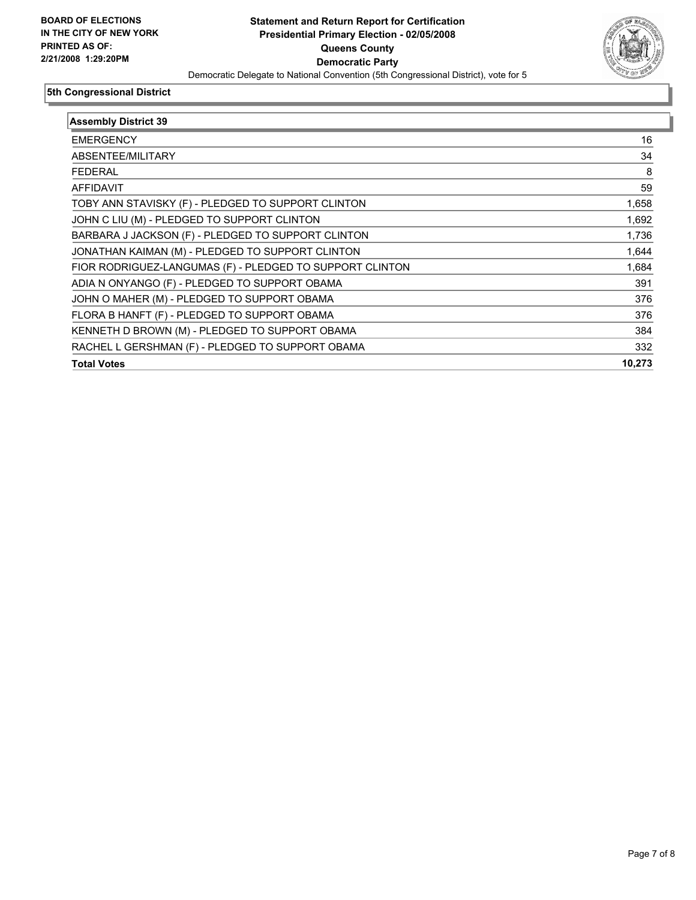**BOARD OF ELECTIONS IN THE CITY OF NEW YORK PRINTED AS OF: 2/21/2008 1:29:20PM**

**Statement and Return Report for Certification**
**Presidential Primary Election - 02/05/2008**
**Queens County**
**Democratic Party**
Democratic Delegate to National Convention (5th Congressional District), vote for 5

## 5th Congressional District

| Assembly District 39 | |
|---|---|
| EMERGENCY | 16 |
| ABSENTEE/MILITARY | 34 |
| FEDERAL | 8 |
| AFFIDAVIT | 59 |
| TOBY ANN STAVISKY (F) - PLEDGED TO SUPPORT CLINTON | 1,658 |
| JOHN C LIU (M) - PLEDGED TO SUPPORT CLINTON | 1,692 |
| BARBARA J JACKSON (F) - PLEDGED TO SUPPORT CLINTON | 1,736 |
| JONATHAN KAIMAN (M) - PLEDGED TO SUPPORT CLINTON | 1,644 |
| FIOR RODRIGUEZ-LANGUMAS (F) - PLEDGED TO SUPPORT CLINTON | 1,684 |
| ADIA N ONYANGO (F) - PLEDGED TO SUPPORT OBAMA | 391 |
| JOHN O MAHER (M) - PLEDGED TO SUPPORT OBAMA | 376 |
| FLORA B HANFT (F) - PLEDGED TO SUPPORT OBAMA | 376 |
| KENNETH D BROWN (M) - PLEDGED TO SUPPORT OBAMA | 384 |
| RACHEL L GERSHMAN (F) - PLEDGED TO SUPPORT OBAMA | 332 |
| **Total Votes** | **10,273** |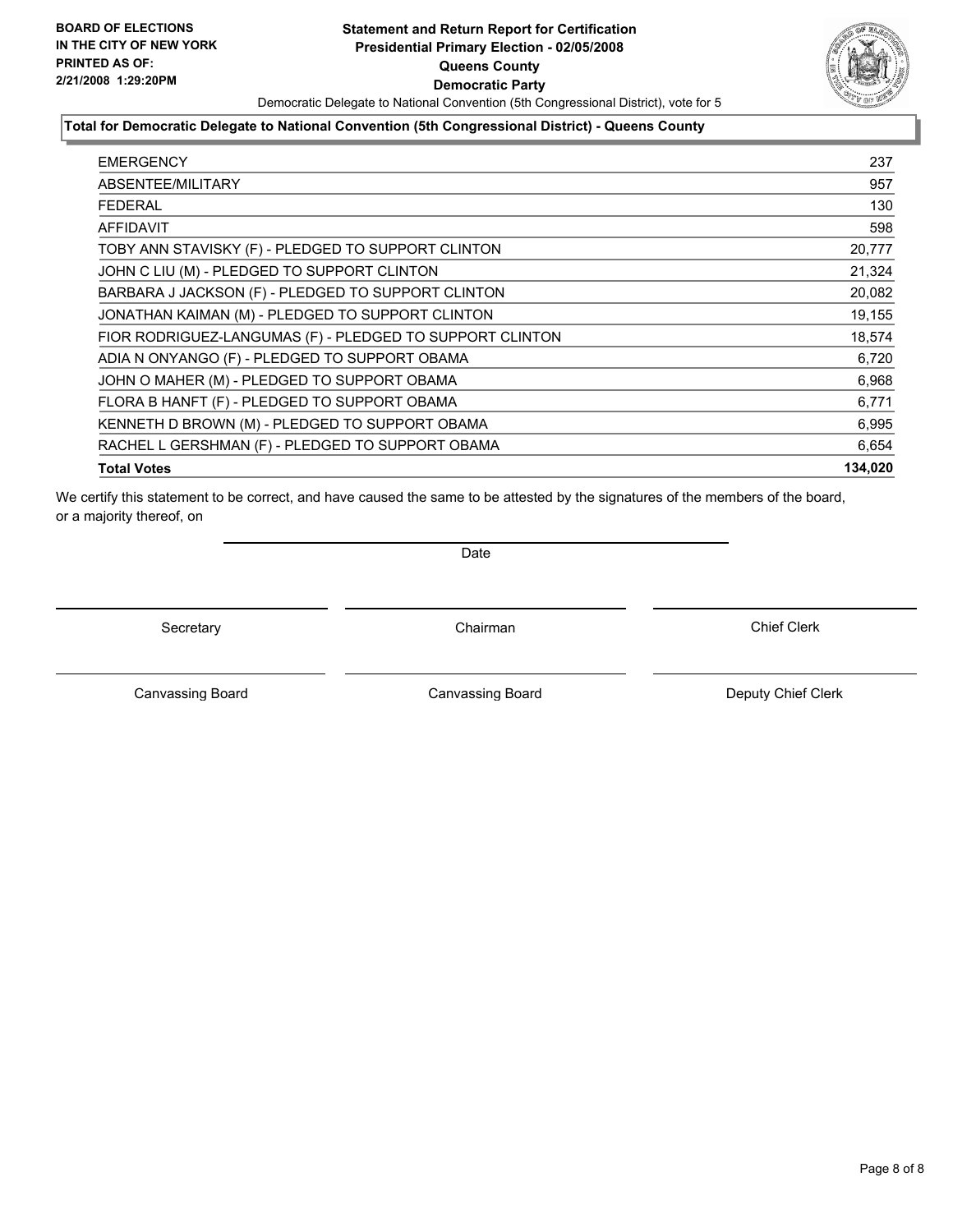**BOARD OF ELECTIONS IN THE CITY OF NEW YORK**
**PRINTED AS OF: 2/21/2008 1:29:20PM**

# Statement and Return Report for Certification
## Presidential Primary Election - 02/05/2008
## Queens County
## Democratic Party

Democratic Delegate to National Convention (5th Congressional District), vote for 5

**Total for Democratic Delegate to National Convention (5th Congressional District) - Queens County**

| | |
|---|---|
| EMERGENCY | 237 |
| ABSENTEE/MILITARY | 957 |
| FEDERAL | 130 |
| AFFIDAVIT | 598 |
| TOBY ANN STAVISKY (F) - PLEDGED TO SUPPORT CLINTON | 20,777 |
| JOHN C LIU (M) - PLEDGED TO SUPPORT CLINTON | 21,324 |
| BARBARA J JACKSON (F) - PLEDGED TO SUPPORT CLINTON | 20,082 |
| JONATHAN KAIMAN (M) - PLEDGED TO SUPPORT CLINTON | 19,155 |
| FIOR RODRIGUEZ-LANGUMAS (F) - PLEDGED TO SUPPORT CLINTON | 18,574 |
| ADIA N ONYANGO (F) - PLEDGED TO SUPPORT OBAMA | 6,720 |
| JOHN O MAHER (M) - PLEDGED TO SUPPORT OBAMA | 6,968 |
| FLORA B HANFT (F) - PLEDGED TO SUPPORT OBAMA | 6,771 |
| KENNETH D BROWN (M) - PLEDGED TO SUPPORT OBAMA | 6,995 |
| RACHEL L GERSHMAN (F) - PLEDGED TO SUPPORT OBAMA | 6,654 |
| **Total Votes** | **134,020** |

We certify this statement to be correct, and have caused the same to be attested by the signatures of the members of the board, or a majority thereof, on

Date

| | | |
|---|---|---|
| Secretary | Chairman | Chief Clerk |
| Canvassing Board | Canvassing Board | Deputy Chief Clerk |